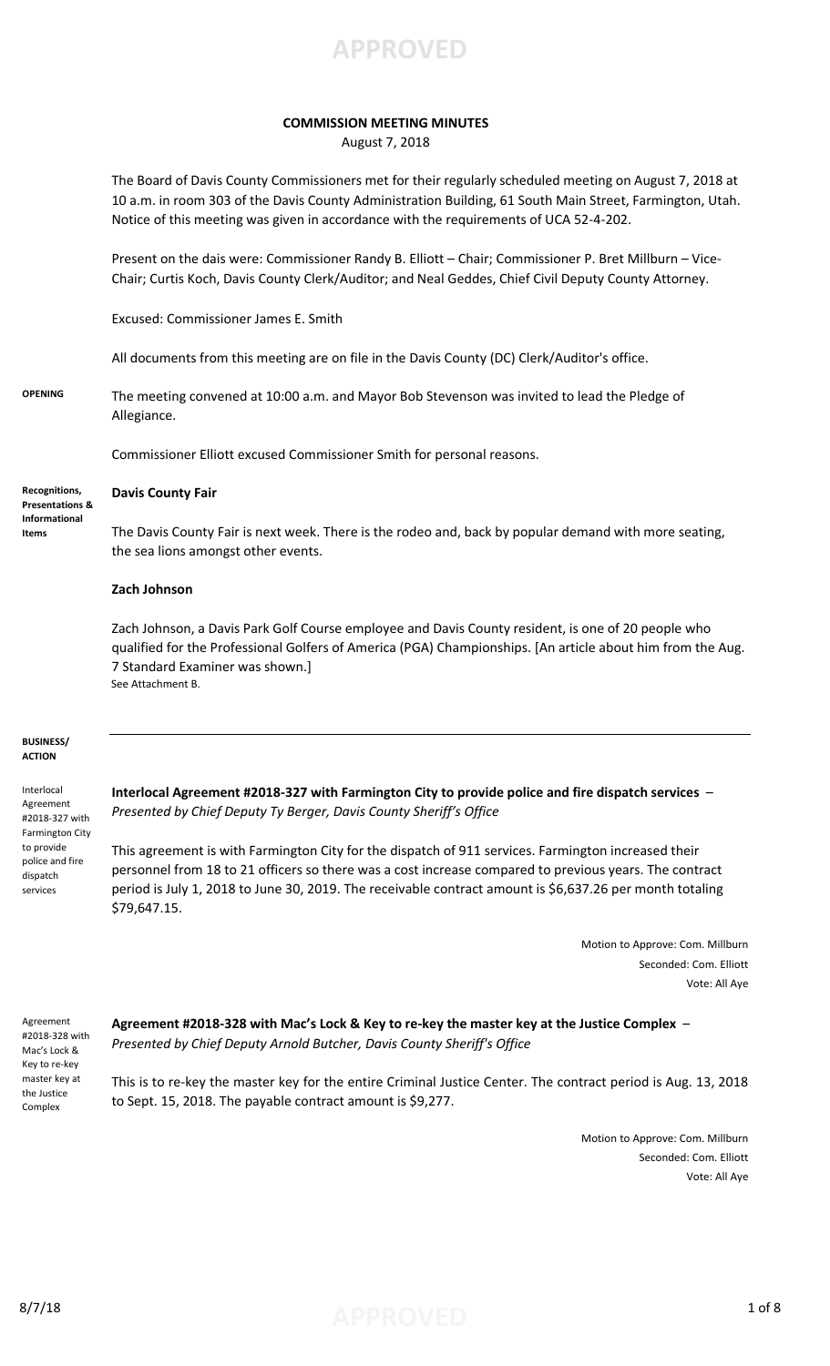**APPROVED**

# COMMISSION MEETING MINUTES

August 7, 2018

The Board of Davis County Commissioners met for their regularly scheduled meeting on August 7, 2018 at 10 a.m. in room 303 of the Davis County Administration Building, 61 South Main Street, Farmington, Utah. Notice of this meeting was given in accordance with the requirements of UCA 52-4-202.

Present on the dais were: Commissioner Randy B. Elliott – Chair; Commissioner P. Bret Millburn – Vice-Chair; Curtis Koch, Davis County Clerk/Auditor; and Neal Geddes, Chief Civil Deputy County Attorney.

Excused: Commissioner James E. Smith

All documents from this meeting are on file in the Davis County (DC) Clerk/Auditor's office.

**OPENING**

The meeting convened at 10:00 a.m. and Mayor Bob Stevenson was invited to lead the Pledge of Allegiance.

Commissioner Elliott excused Commissioner Smith for personal reasons.

**Recognitions, Presentations & Informational Items**

**Davis County Fair**

The Davis County Fair is next week. There is the rodeo and, back by popular demand with more seating, the sea lions amongst other events.

**Zach Johnson**

Zach Johnson, a Davis Park Golf Course employee and Davis County resident, is one of 20 people who qualified for the Professional Golfers of America (PGA) Championships. [An article about him from the Aug. 7 Standard Examiner was shown.]
See Attachment B.

**BUSINESS/ ACTION**

Interlocal Agreement #2018-327 with Farmington City to provide police and fire dispatch services

**Interlocal Agreement #2018-327 with Farmington City to provide police and fire dispatch services** – *Presented by Chief Deputy Ty Berger, Davis County Sheriff's Office*

This agreement is with Farmington City for the dispatch of 911 services. Farmington increased their personnel from 18 to 21 officers so there was a cost increase compared to previous years. The contract period is July 1, 2018 to June 30, 2019. The receivable contract amount is $6,637.26 per month totaling $79,647.15.

Motion to Approve: Com. Millburn
Seconded: Com. Elliott
Vote: All Aye

Agreement #2018-328 with Mac's Lock & Key to re-key master key at the Justice Complex

**Agreement #2018-328 with Mac's Lock & Key to re-key the master key at the Justice Complex** – *Presented by Chief Deputy Arnold Butcher, Davis County Sheriff's Office*

This is to re-key the master key for the entire Criminal Justice Center. The contract period is Aug. 13, 2018 to Sept. 15, 2018. The payable contract amount is $9,277.

Motion to Approve: Com. Millburn
Seconded: Com. Elliott
Vote: All Aye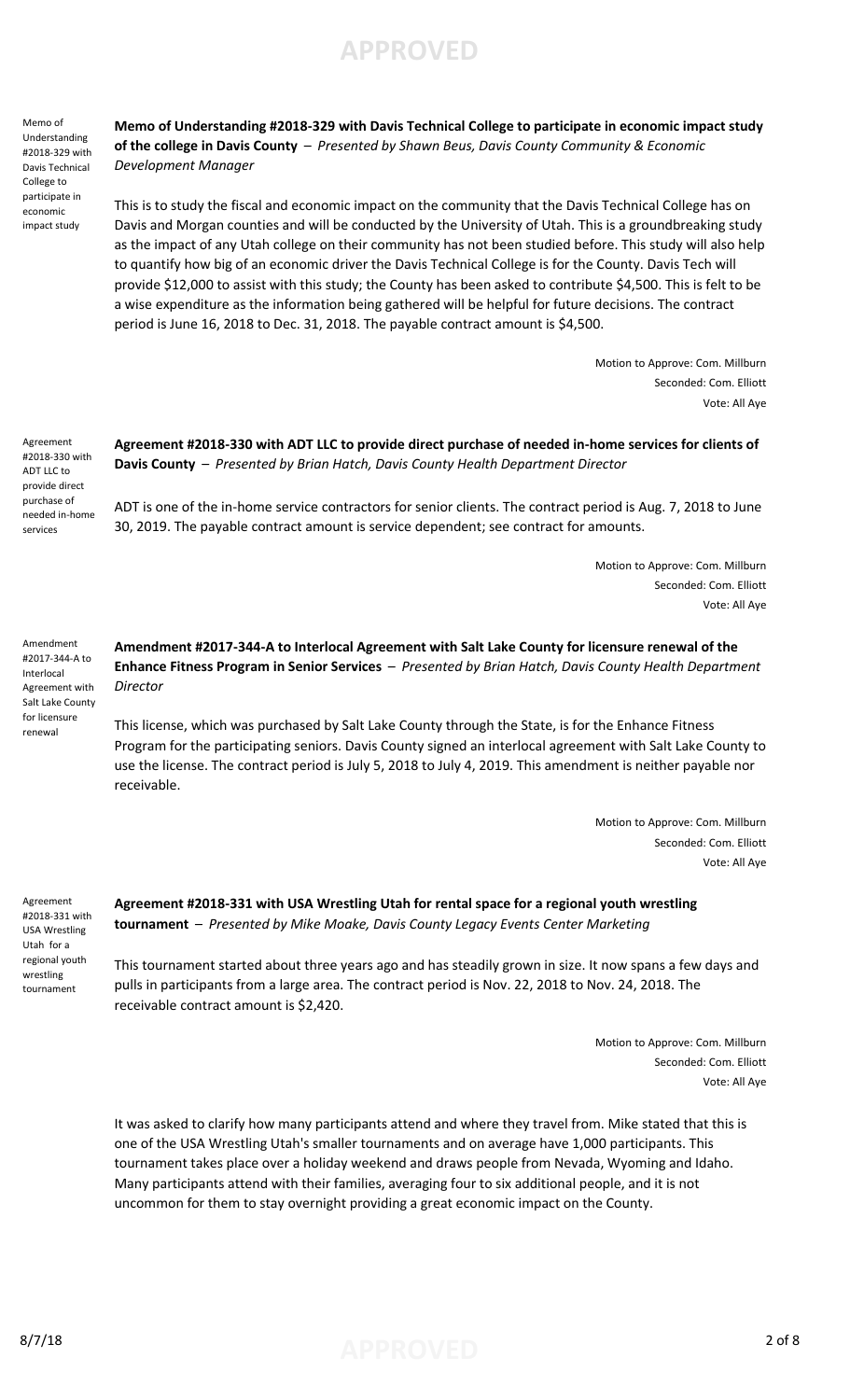Memo of Understanding #2018-329 with Davis Technical College to participate in economic impact study

**Memo of Understanding #2018-329 with Davis Technical College to participate in economic impact study of the college in Davis County** – *Presented by Shawn Beus, Davis County Community & Economic Development Manager*

This is to study the fiscal and economic impact on the community that the Davis Technical College has on Davis and Morgan counties and will be conducted by the University of Utah. This is a groundbreaking study as the impact of any Utah college on their community has not been studied before. This study will also help to quantify how big of an economic driver the Davis Technical College is for the County. Davis Tech will provide $12,000 to assist with this study; the County has been asked to contribute $4,500. This is felt to be a wise expenditure as the information being gathered will be helpful for future decisions. The contract period is June 16, 2018 to Dec. 31, 2018. The payable contract amount is $4,500.

Motion to Approve: Com. Millburn
Seconded: Com. Elliott
Vote: All Aye

Agreement #2018-330 with ADT LLC to provide direct purchase of needed in-home services

**Agreement #2018-330 with ADT LLC to provide direct purchase of needed in-home services for clients of Davis County** – *Presented by Brian Hatch, Davis County Health Department Director*

ADT is one of the in-home service contractors for senior clients. The contract period is Aug. 7, 2018 to June 30, 2019. The payable contract amount is service dependent; see contract for amounts.

Motion to Approve: Com. Millburn
Seconded: Com. Elliott
Vote: All Aye

Amendment #2017-344-A to Interlocal Agreement with Salt Lake County for licensure renewal

**Amendment #2017-344-A to Interlocal Agreement with Salt Lake County for licensure renewal of the Enhance Fitness Program in Senior Services** – *Presented by Brian Hatch, Davis County Health Department Director*

This license, which was purchased by Salt Lake County through the State, is for the Enhance Fitness Program for the participating seniors. Davis County signed an interlocal agreement with Salt Lake County to use the license. The contract period is July 5, 2018 to July 4, 2019. This amendment is neither payable nor receivable.

Motion to Approve: Com. Millburn
Seconded: Com. Elliott
Vote: All Aye

Agreement #2018-331 with USA Wrestling Utah for a regional youth wrestling tournament

**Agreement #2018-331 with USA Wrestling Utah for rental space for a regional youth wrestling tournament** – *Presented by Mike Moake, Davis County Legacy Events Center Marketing*

This tournament started about three years ago and has steadily grown in size. It now spans a few days and pulls in participants from a large area. The contract period is Nov. 22, 2018 to Nov. 24, 2018. The receivable contract amount is $2,420.

Motion to Approve: Com. Millburn
Seconded: Com. Elliott
Vote: All Aye

It was asked to clarify how many participants attend and where they travel from. Mike stated that this is one of the USA Wrestling Utah's smaller tournaments and on average have 1,000 participants. This tournament takes place over a holiday weekend and draws people from Nevada, Wyoming and Idaho. Many participants attend with their families, averaging four to six additional people, and it is not uncommon for them to stay overnight providing a great economic impact on the County.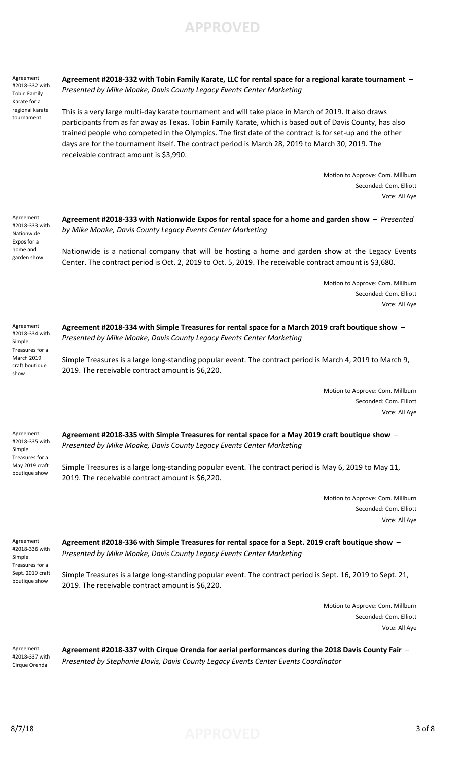Agreement #2018-332 with Tobin Family Karate for a regional karate tournament

**Agreement #2018-332 with Tobin Family Karate, LLC for rental space for a regional karate tournament** – *Presented by Mike Moake, Davis County Legacy Events Center Marketing*

This is a very large multi-day karate tournament and will take place in March of 2019. It also draws participants from as far away as Texas. Tobin Family Karate, which is based out of Davis County, has also trained people who competed in the Olympics. The first date of the contract is for set-up and the other days are for the tournament itself. The contract period is March 28, 2019 to March 30, 2019. The receivable contract amount is $3,990.

Motion to Approve: Com. Millburn
Seconded: Com. Elliott
Vote: All Aye

Agreement #2018-333 with Nationwide Expos for a home and garden show

**Agreement #2018-333 with Nationwide Expos for rental space for a home and garden show** – *Presented by Mike Moake, Davis County Legacy Events Center Marketing*

Nationwide is a national company that will be hosting a home and garden show at the Legacy Events Center. The contract period is Oct. 2, 2019 to Oct. 5, 2019. The receivable contract amount is $3,680.

Motion to Approve: Com. Millburn
Seconded: Com. Elliott
Vote: All Aye

Agreement #2018-334 with Simple Treasures for a March 2019 craft boutique show

**Agreement #2018-334 with Simple Treasures for rental space for a March 2019 craft boutique show** – *Presented by Mike Moake, Davis County Legacy Events Center Marketing*

Simple Treasures is a large long-standing popular event. The contract period is March 4, 2019 to March 9, 2019. The receivable contract amount is $6,220.

Motion to Approve: Com. Millburn
Seconded: Com. Elliott
Vote: All Aye

Agreement #2018-335 with Simple Treasures for a May 2019 craft boutique show

**Agreement #2018-335 with Simple Treasures for rental space for a May 2019 craft boutique show** – *Presented by Mike Moake, Davis County Legacy Events Center Marketing*

Simple Treasures is a large long-standing popular event. The contract period is May 6, 2019 to May 11, 2019. The receivable contract amount is $6,220.

Motion to Approve: Com. Millburn
Seconded: Com. Elliott
Vote: All Aye

Agreement #2018-336 with Simple Treasures for a Sept. 2019 craft boutique show

**Agreement #2018-336 with Simple Treasures for rental space for a Sept. 2019 craft boutique show** – *Presented by Mike Moake, Davis County Legacy Events Center Marketing*

Simple Treasures is a large long-standing popular event. The contract period is Sept. 16, 2019 to Sept. 21, 2019. The receivable contract amount is $6,220.

Motion to Approve: Com. Millburn
Seconded: Com. Elliott
Vote: All Aye

Agreement #2018-337 with Cirque Orenda

**Agreement #2018-337 with Cirque Orenda for aerial performances during the 2018 Davis County Fair** – *Presented by Stephanie Davis, Davis County Legacy Events Center Events Coordinator*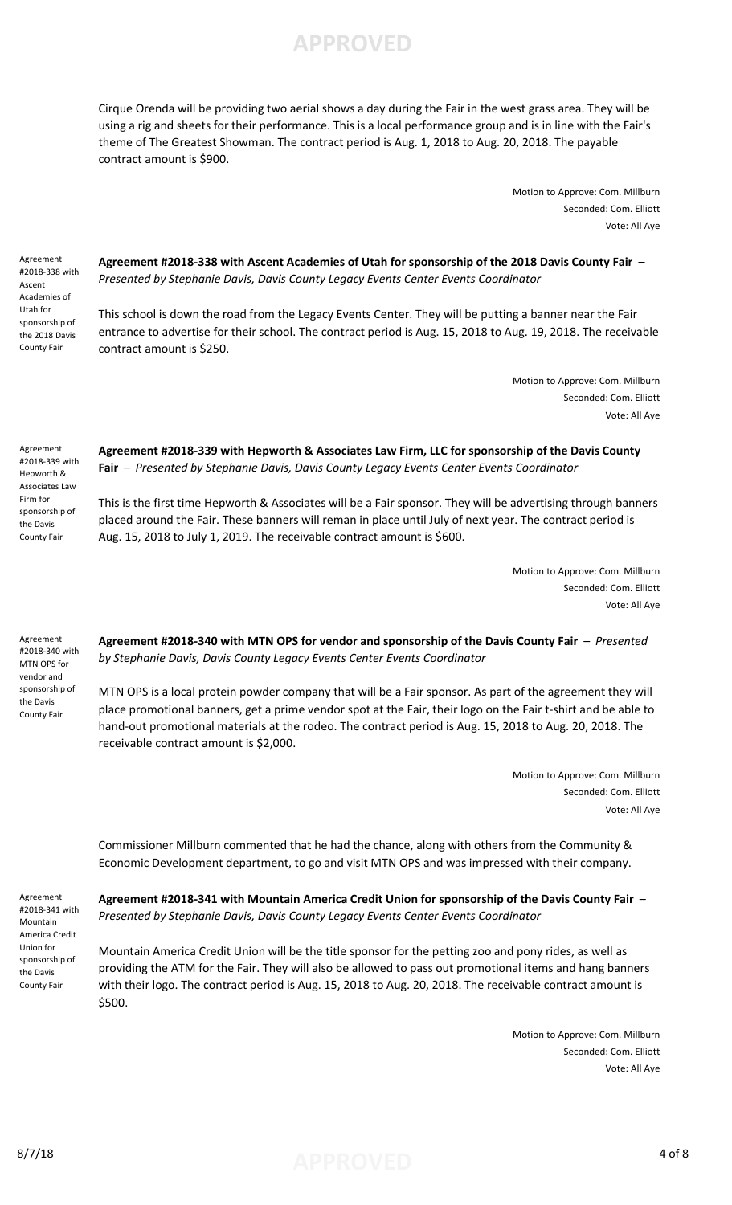Cirque Orenda will be providing two aerial shows a day during the Fair in the west grass area. They will be using a rig and sheets for their performance. This is a local performance group and is in line with the Fair's theme of The Greatest Showman. The contract period is Aug. 1, 2018 to Aug. 20, 2018. The payable contract amount is $900.

Motion to Approve: Com. Millburn
Seconded: Com. Elliott
Vote: All Aye

Agreement #2018-338 with Ascent Academies of Utah for sponsorship of the 2018 Davis County Fair

**Agreement #2018-338 with Ascent Academies of Utah for sponsorship of the 2018 Davis County Fair** – *Presented by Stephanie Davis, Davis County Legacy Events Center Events Coordinator*

This school is down the road from the Legacy Events Center. They will be putting a banner near the Fair entrance to advertise for their school. The contract period is Aug. 15, 2018 to Aug. 19, 2018. The receivable contract amount is $250.

Motion to Approve: Com. Millburn
Seconded: Com. Elliott
Vote: All Aye

Agreement #2018-339 with Hepworth & Associates Law Firm for sponsorship of the Davis County Fair

**Agreement #2018-339 with Hepworth & Associates Law Firm, LLC for sponsorship of the Davis County Fair** – *Presented by Stephanie Davis, Davis County Legacy Events Center Events Coordinator*

This is the first time Hepworth & Associates will be a Fair sponsor. They will be advertising through banners placed around the Fair. These banners will reman in place until July of next year. The contract period is Aug. 15, 2018 to July 1, 2019. The receivable contract amount is $600.

Motion to Approve: Com. Millburn
Seconded: Com. Elliott
Vote: All Aye

Agreement #2018-340 with MTN OPS for vendor and sponsorship of the Davis County Fair

**Agreement #2018-340 with MTN OPS for vendor and sponsorship of the Davis County Fair** – *Presented by Stephanie Davis, Davis County Legacy Events Center Events Coordinator*

MTN OPS is a local protein powder company that will be a Fair sponsor. As part of the agreement they will place promotional banners, get a prime vendor spot at the Fair, their logo on the Fair t-shirt and be able to hand-out promotional materials at the rodeo. The contract period is Aug. 15, 2018 to Aug. 20, 2018. The receivable contract amount is $2,000.

Motion to Approve: Com. Millburn
Seconded: Com. Elliott
Vote: All Aye

Commissioner Millburn commented that he had the chance, along with others from the Community & Economic Development department, to go and visit MTN OPS and was impressed with their company.

Agreement #2018-341 with Mountain America Credit Union for sponsorship of the Davis County Fair

**Agreement #2018-341 with Mountain America Credit Union for sponsorship of the Davis County Fair** – *Presented by Stephanie Davis, Davis County Legacy Events Center Events Coordinator*

Mountain America Credit Union will be the title sponsor for the petting zoo and pony rides, as well as providing the ATM for the Fair. They will also be allowed to pass out promotional items and hang banners with their logo. The contract period is Aug. 15, 2018 to Aug. 20, 2018. The receivable contract amount is $500.

Motion to Approve: Com. Millburn
Seconded: Com. Elliott
Vote: All Aye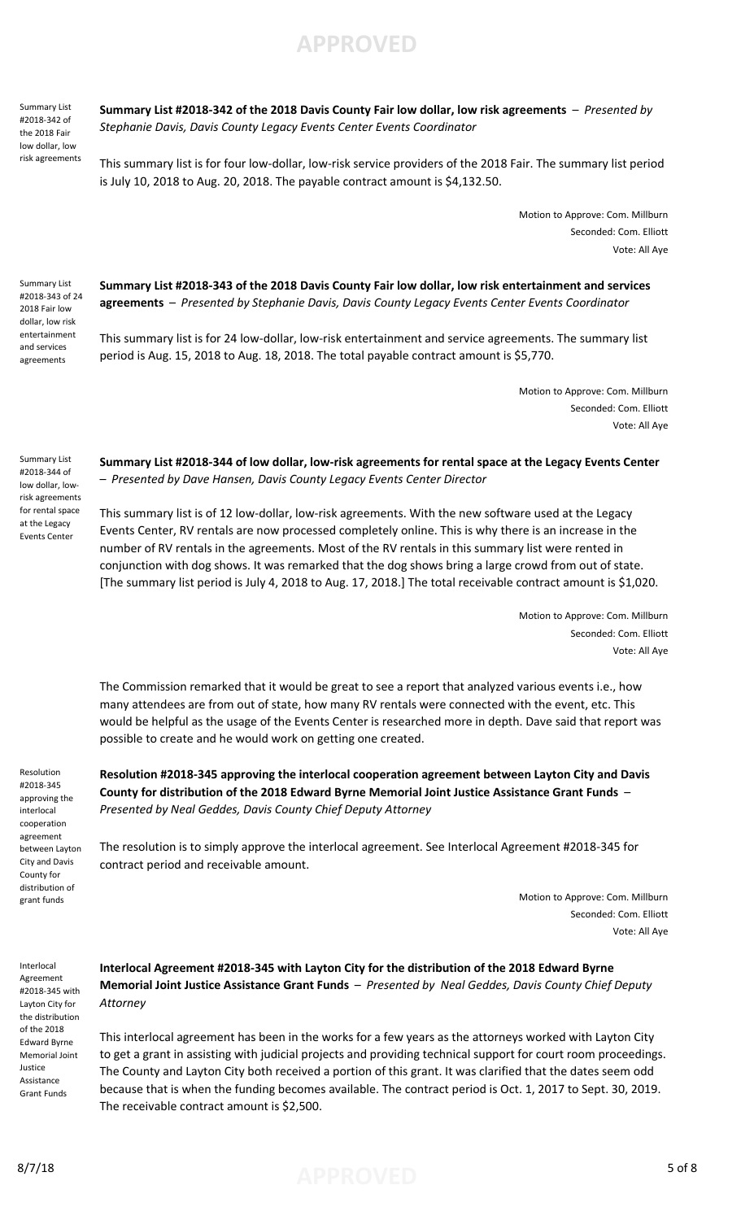Summary List #2018-342 of the 2018 Fair low dollar, low risk agreements

**Summary List #2018-342 of the 2018 Davis County Fair low dollar, low risk agreements** – *Presented by Stephanie Davis, Davis County Legacy Events Center Events Coordinator*

This summary list is for four low-dollar, low-risk service providers of the 2018 Fair. The summary list period is July 10, 2018 to Aug. 20, 2018. The payable contract amount is $4,132.50.

Motion to Approve: Com. Millburn
Seconded: Com. Elliott
Vote: All Aye

Summary List #2018-343 of 24 2018 Fair low dollar, low risk entertainment and services agreements

**Summary List #2018-343 of the 2018 Davis County Fair low dollar, low risk entertainment and services agreements** – *Presented by Stephanie Davis, Davis County Legacy Events Center Events Coordinator*

This summary list is for 24 low-dollar, low-risk entertainment and service agreements. The summary list period is Aug. 15, 2018 to Aug. 18, 2018. The total payable contract amount is $5,770.

Motion to Approve: Com. Millburn
Seconded: Com. Elliott
Vote: All Aye

Summary List #2018-344 of low dollar, low-risk agreements for rental space at the Legacy Events Center

**Summary List #2018-344 of low dollar, low-risk agreements for rental space at the Legacy Events Center** – *Presented by Dave Hansen, Davis County Legacy Events Center Director*

This summary list is of 12 low-dollar, low-risk agreements. With the new software used at the Legacy Events Center, RV rentals are now processed completely online. This is why there is an increase in the number of RV rentals in the agreements. Most of the RV rentals in this summary list were rented in conjunction with dog shows. It was remarked that the dog shows bring a large crowd from out of state. [The summary list period is July 4, 2018 to Aug. 17, 2018.] The total receivable contract amount is $1,020.

Motion to Approve: Com. Millburn
Seconded: Com. Elliott
Vote: All Aye

The Commission remarked that it would be great to see a report that analyzed various events i.e., how many attendees are from out of state, how many RV rentals were connected with the event, etc. This would be helpful as the usage of the Events Center is researched more in depth. Dave said that report was possible to create and he would work on getting one created.

Resolution #2018-345 approving the interlocal cooperation agreement between Layton City and Davis County for distribution of grant funds

**Resolution #2018-345 approving the interlocal cooperation agreement between Layton City and Davis County for distribution of the 2018 Edward Byrne Memorial Joint Justice Assistance Grant Funds** – *Presented by Neal Geddes, Davis County Chief Deputy Attorney*

The resolution is to simply approve the interlocal agreement. See Interlocal Agreement #2018-345 for contract period and receivable amount.

Motion to Approve: Com. Millburn
Seconded: Com. Elliott
Vote: All Aye

Interlocal Agreement #2018-345 with Layton City for the distribution of the 2018 Edward Byrne Memorial Joint Justice Assistance Grant Funds

**Interlocal Agreement #2018-345 with Layton City for the distribution of the 2018 Edward Byrne Memorial Joint Justice Assistance Grant Funds** – *Presented by Neal Geddes, Davis County Chief Deputy Attorney*

This interlocal agreement has been in the works for a few years as the attorneys worked with Layton City to get a grant in assisting with judicial projects and providing technical support for court room proceedings. The County and Layton City both received a portion of this grant. It was clarified that the dates seem odd because that is when the funding becomes available. The contract period is Oct. 1, 2017 to Sept. 30, 2019. The receivable contract amount is $2,500.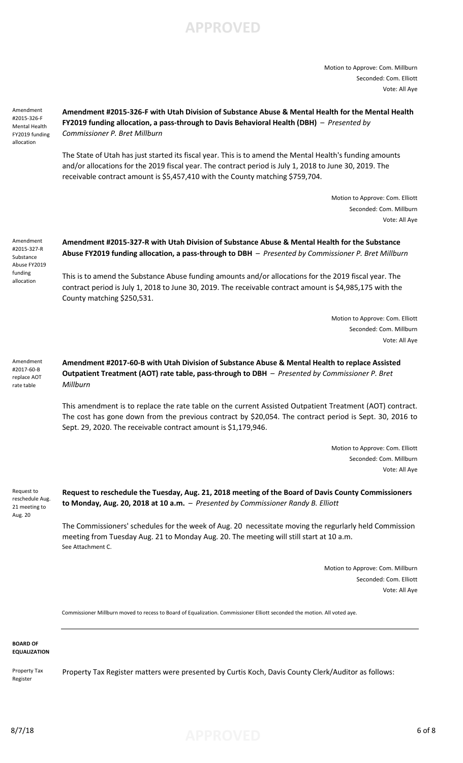Motion to Approve: Com. Millburn
Seconded: Com. Elliott
Vote: All Aye

Amendment #2015-326-F Mental Health FY2019 funding allocation

**Amendment #2015-326-F with Utah Division of Substance Abuse & Mental Health for the Mental Health FY2019 funding allocation, a pass-through to Davis Behavioral Health (DBH)** – *Presented by Commissioner P. Bret Millburn*

The State of Utah has just started its fiscal year. This is to amend the Mental Health's funding amounts and/or allocations for the 2019 fiscal year. The contract period is July 1, 2018 to June 30, 2019. The receivable contract amount is $5,457,410 with the County matching $759,704.

Motion to Approve: Com. Elliott
Seconded: Com. Millburn
Vote: All Aye

Amendment #2015-327-R Substance Abuse FY2019 funding allocation

**Amendment #2015-327-R with Utah Division of Substance Abuse & Mental Health for the Substance Abuse FY2019 funding allocation, a pass-through to DBH** – *Presented by Commissioner P. Bret Millburn*

This is to amend the Substance Abuse funding amounts and/or allocations for the 2019 fiscal year. The contract period is July 1, 2018 to June 30, 2019. The receivable contract amount is $4,985,175 with the County matching $250,531.

Motion to Approve: Com. Elliott
Seconded: Com. Millburn
Vote: All Aye

Amendment #2017-60-B replace AOT rate table

**Amendment #2017-60-B with Utah Division of Substance Abuse & Mental Health to replace Assisted Outpatient Treatment (AOT) rate table, pass-through to DBH** – *Presented by Commissioner P. Bret Millburn*

This amendment is to replace the rate table on the current Assisted Outpatient Treatment (AOT) contract. The cost has gone down from the previous contract by $20,054. The contract period is Sept. 30, 2016 to Sept. 29, 2020. The receivable contract amount is $1,179,946.

Motion to Approve: Com. Elliott
Seconded: Com. Millburn
Vote: All Aye

Request to reschedule Aug. 21 meeting to Aug. 20

**Request to reschedule the Tuesday, Aug. 21, 2018 meeting of the Board of Davis County Commissioners to Monday, Aug. 20, 2018 at 10 a.m.** – *Presented by Commissioner Randy B. Elliott*

The Commissioners' schedules for the week of Aug. 20 necessitate moving the regurlarly held Commission meeting from Tuesday Aug. 21 to Monday Aug. 20. The meeting will still start at 10 a.m.
See Attachment C.

Motion to Approve: Com. Millburn
Seconded: Com. Elliott
Vote: All Aye

Commissioner Millburn moved to recess to Board of Equalization. Commissioner Elliott seconded the motion. All voted aye.

---

**BOARD OF EQUALIZATION**

Property Tax Register

Property Tax Register matters were presented by Curtis Koch, Davis County Clerk/Auditor as follows: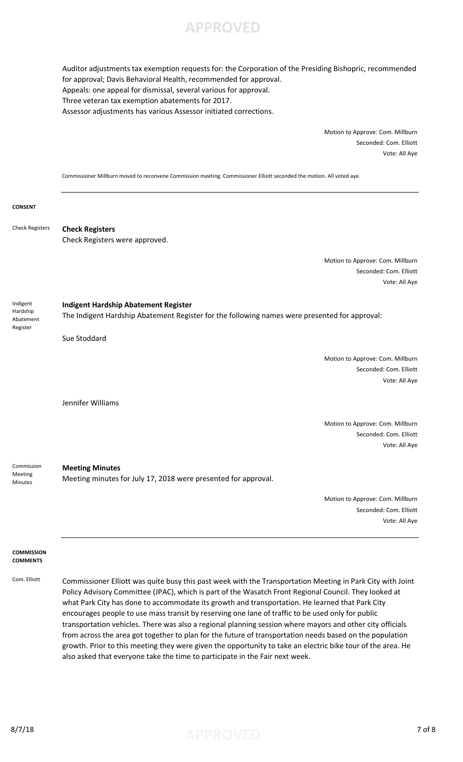Auditor adjustments tax exemption requests for: the Corporation of the Presiding Bishopric, recommended for approval; Davis Behavioral Health, recommended for approval.
Appeals: one appeal for dismissal, several various for approval.
Three veteran tax exemption abatements for 2017.
Assessor adjustments has various Assessor initiated corrections.

Motion to Approve: Com. Millburn
Seconded: Com. Elliott
Vote: All Aye

Commissioner Millburn moved to reconvene Commission meeting. Commissioner Elliott seconded the motion. All voted aye.

---

**CONSENT**

Check Registers

**Check Registers**
Check Registers were approved.

Motion to Approve: Com. Millburn
Seconded: Com. Elliott
Vote: All Aye

Indigent Hardship Abatement Register

**Indigent Hardship Abatement Register**
The Indigent Hardship Abatement Register for the following names were presented for approval:

Sue Stoddard

Motion to Approve: Com. Millburn
Seconded: Com. Elliott
Vote: All Aye

Jennifer Williams

Motion to Approve: Com. Millburn
Seconded: Com. Elliott
Vote: All Aye

Commission Meeting Minutes

**Meeting Minutes**
Meeting minutes for July 17, 2018 were presented for approval.

Motion to Approve: Com. Millburn
Seconded: Com. Elliott
Vote: All Aye

---

**COMMISSION COMMENTS**

Com. Elliott

Commissioner Elliott was quite busy this past week with the Transportation Meeting in Park City with Joint Policy Advisory Committee (JPAC), which is part of the Wasatch Front Regional Council. They looked at what Park City has done to accommodate its growth and transportation. He learned that Park City encourages people to use mass transit by reserving one lane of traffic to be used only for public transportation vehicles. There was also a regional planning session where mayors and other city officials from across the area got together to plan for the future of transportation needs based on the population growth. Prior to this meeting they were given the opportunity to take an electric bike tour of the area. He also asked that everyone take the time to participate in the Fair next week.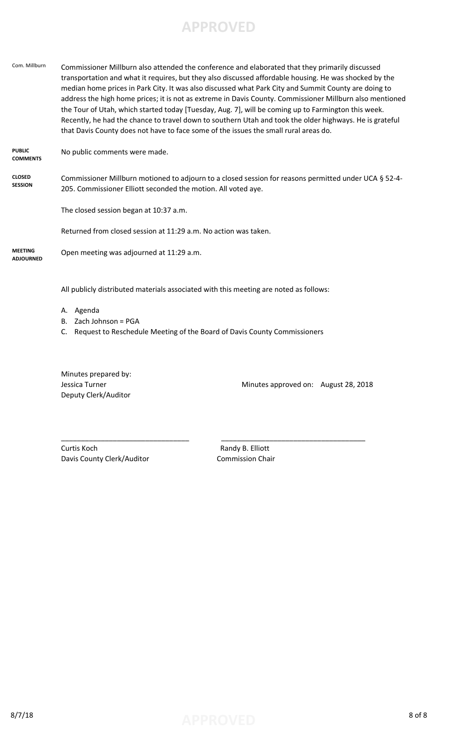**Com. Millburn** Commissioner Millburn also attended the conference and elaborated that they primarily discussed transportation and what it requires, but they also discussed affordable housing. He was shocked by the median home prices in Park City. It was also discussed what Park City and Summit County are doing to address the high home prices; it is not as extreme in Davis County. Commissioner Millburn also mentioned the Tour of Utah, which started today [Tuesday, Aug. 7], will be coming up to Farmington this week. Recently, he had the chance to travel down to southern Utah and took the older highways. He is grateful that Davis County does not have to face some of the issues the small rural areas do.

**PUBLIC COMMENTS** No public comments were made.

**CLOSED SESSION** Commissioner Millburn motioned to adjourn to a closed session for reasons permitted under UCA § 52-4-205. Commissioner Elliott seconded the motion. All voted aye.

The closed session began at 10:37 a.m.

Returned from closed session at 11:29 a.m. No action was taken.

**MEETING ADJOURNED** Open meeting was adjourned at 11:29 a.m.

All publicly distributed materials associated with this meeting are noted as follows:

A. Agenda
B. Zach Johnson = PGA
C. Request to Reschedule Meeting of the Board of Davis County Commissioners

Minutes prepared by:
Jessica Turner
Deputy Clerk/Auditor

Minutes approved on: August 28, 2018

________________________________ ____________________________________

Curtis Koch
Davis County Clerk/Auditor

Randy B. Elliott
Commission Chair